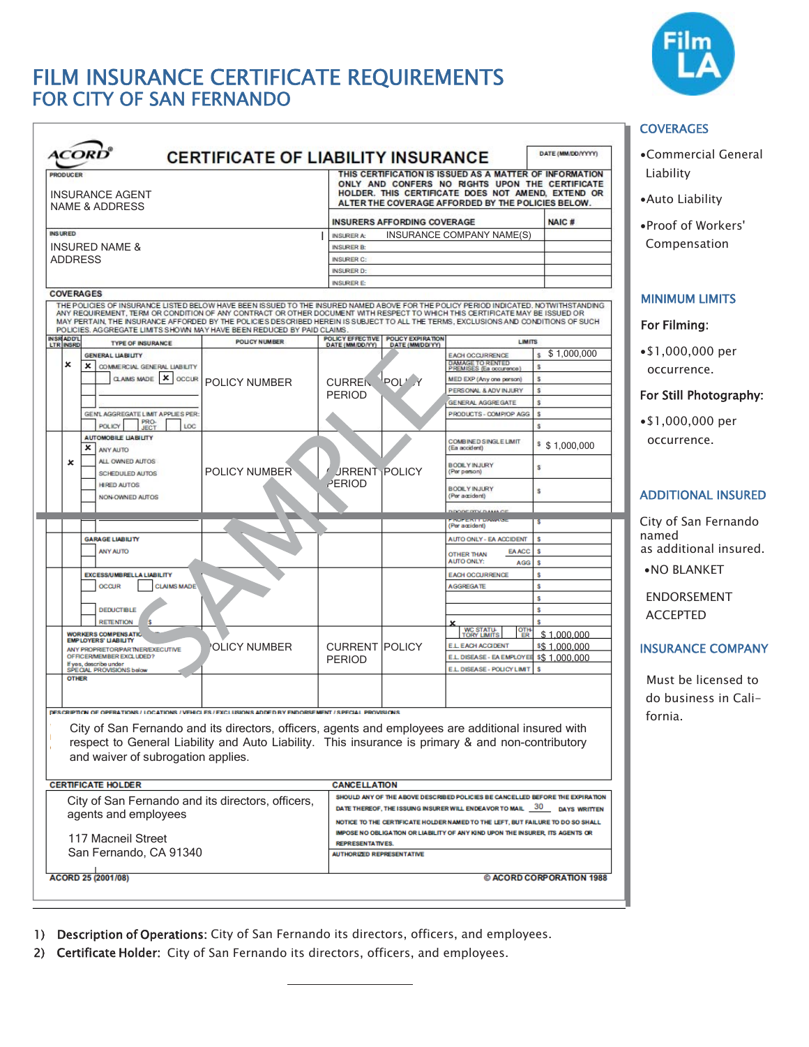# FILM INSURANCE CERTIFICATE REQUIREMENTS
## FOR CITY OF SAN FERNANDO

### COVERAGES

- Commercial General Liability
- Auto Liability
- Proof of Workers' Compensation

### MINIMUM LIMITS

**For Filming:**

- $1,000,000 per occurrence.

**For Still Photography:**

- $1,000,000 per occurrence.

### ADDITIONAL INSURED

City of San Fernando named as additional insured.

- NO BLANKET ENDORSEMENT ACCEPTED

### INSURANCE COMPANY

Must be licensed to do business in California.

---

**ACORD — CERTIFICATE OF LIABILITY INSURANCE** — DATE (MM/DD/YYYY)

SAMPLE

**PRODUCER**
INSURANCE AGENT NAME & ADDRESS

THIS CERTIFICATION IS ISSUED AS A MATTER OF INFORMATION ONLY AND CONFERS NO RIGHTS UPON THE CERTIFICATE HOLDER. THIS CERTIFICATE DOES NOT AMEND, EXTEND OR ALTER THE COVERAGE AFFORDED BY THE POLICIES BELOW.

**INSURED**
INSURED NAME & ADDRESS

| INSURERS AFFORDING COVERAGE | NAIC # |
|---|---|
| INSURER A: INSURANCE COMPANY NAME(S) | |
| INSURER B: | |
| INSURER C: | |
| INSURER D: | |
| INSURER E: | |

**COVERAGES**

THE POLICIES OF INSURANCE LISTED BELOW HAVE BEEN ISSUED TO THE INSURED NAMED ABOVE FOR THE POLICY PERIOD INDICATED. NOTWITHSTANDING ANY REQUIREMENT, TERM OR CONDITION OF ANY CONTRACT OR OTHER DOCUMENT WITH RESPECT TO WHICH THIS CERTIFICATE MAY BE ISSUED OR MAY PERTAIN, THE INSURANCE AFFORDED BY THE POLICIES DESCRIBED HEREIN IS SUBJECT TO ALL THE TERMS, EXCLUSIONS AND CONDITIONS OF SUCH POLICIES. AGGREGATE LIMITS SHOWN MAY HAVE BEEN REDUCED BY PAID CLAIMS.

| INSR LTR | ADD'L INSRD | TYPE OF INSURANCE | POLICY NUMBER | POLICY EFFECTIVE DATE (MM/DD/YY) | POLICY EXPIRATION DATE (MM/DD/YY) | LIMITS | |
|---|---|---|---|---|---|---|---|
| | X | GENERAL LIABILITY: [X] COMMERCIAL GENERAL LIABILITY; CLAIMS MADE [X] OCCUR; GEN'L AGGREGATE LIMIT APPLIES PER: POLICY / PRO-JECT / LOC | POLICY NUMBER | CURRENT PERIOD | POLICY | EACH OCCURRENCE | $ 1,000,000 |
| | | | | | | DAMAGE TO RENTED PREMISES (Ea occurence) | $ |
| | | | | | | MED EXP (Any one person) | $ |
| | | | | | | PERSONAL & ADV INJURY | $ |
| | | | | | | GENERAL AGGREGATE | $ |
| | | | | | | PRODUCTS - COMP/OP AGG | $ |
| | X | AUTOMOBILE LIABILITY: [X] ANY AUTO; ALL OWNED AUTOS; SCHEDULED AUTOS; HIRED AUTOS; NON-OWNED AUTOS | POLICY NUMBER | CURRENT PERIOD | POLICY | COMBINED SINGLE LIMIT (Ea accident) | $ 1,000,000 |
| | | | | | | BODILY INJURY (Per person) | $ |
| | | | | | | BODILY INJURY (Per accident) | $ |
| | | | | | | PROPERTY DAMAGE (Per accident) | $ |
| | | GARAGE LIABILITY: ANY AUTO | | | | AUTO ONLY - EA ACCIDENT | $ |
| | | | | | | OTHER THAN AUTO ONLY: EA ACC | $ |
| | | | | | | AGG | $ |
| | | EXCESS/UMBRELLA LIABILITY: OCCUR; CLAIMS MADE; DEDUCTIBLE; RETENTION $ | | | | EACH OCCURRENCE | $ |
| | | | | | | AGGREGATE | $ |
| | | WORKERS COMPENSATION AND EMPLOYERS' LIABILITY; ANY PROPRIETOR/PARTNER/EXECUTIVE OFFICER/MEMBER EXCLUDED? If yes, describe under SPECIAL PROVISIONS below | POLICY NUMBER | CURRENT PERIOD | POLICY | X WC STATU-TORY LIMITS / OTH-ER | $ 1,000,000 |
| | | | | | | E.L. EACH ACCIDENT | $ 1,000,000 |
| | | | | | | E.L. DISEASE - EA EMPLOYEE | $ 1,000,000 |
| | | | | | | E.L. DISEASE - POLICY LIMIT | $ |
| | | OTHER | | | | | |

**DESCRIPTION OF OPERATIONS / LOCATIONS / VEHICLES / EXCLUSIONS ADDED BY ENDORSEMENT / SPECIAL PROVISIONS**

City of San Fernando and its directors, officers, agents and employees are additional insured with respect to General Liability and Auto Liability. This insurance is primary & and non-contributory and waiver of subrogation applies.

**CERTIFICATE HOLDER**

City of San Fernando and its directors, officers, agents and employees

117 Macneil Street
San Fernando, CA 91340

**CANCELLATION**

SHOULD ANY OF THE ABOVE DESCRIBED POLICIES BE CANCELLED BEFORE THE EXPIRATION DATE THEREOF, THE ISSUING INSURER WILL ENDEAVOR TO MAIL 30 DAYS WRITTEN NOTICE TO THE CERTIFICATE HOLDER NAMED TO THE LEFT, BUT FAILURE TO DO SO SHALL IMPOSE NO OBLIGATION OR LIABILITY OF ANY KIND UPON THE INSURER, ITS AGENTS OR REPRESENTATIVES.

AUTHORIZED REPRESENTATIVE

ACORD 25 (2001/08) — © ACORD CORPORATION 1988

---

1) **Description of Operations:** City of San Fernando its directors, officers, and employees.
2) **Certificate Holder:** City of San Fernando its directors, officers, and employees.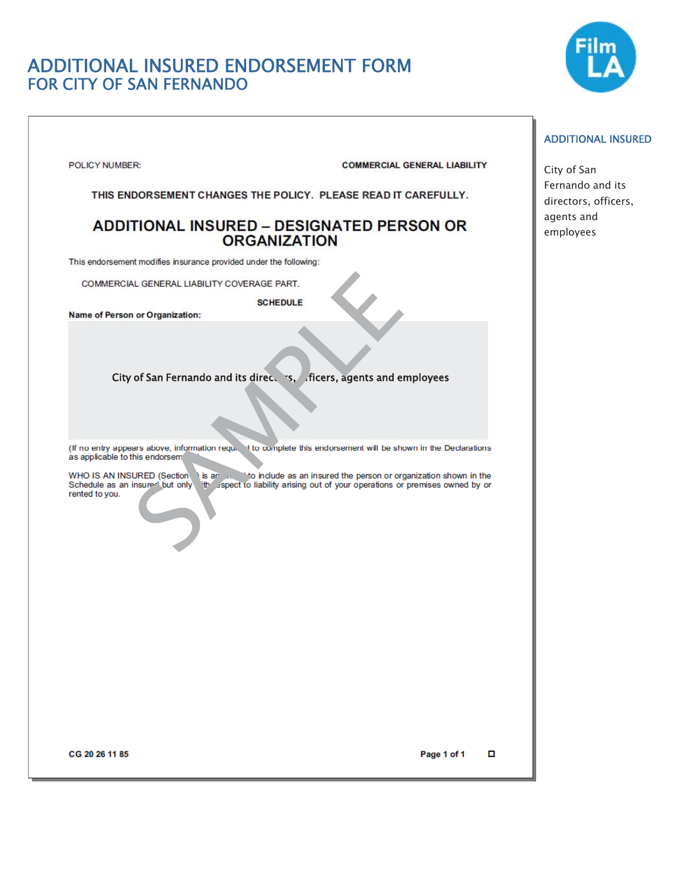# ADDITIONAL INSURED ENDORSEMENT FORM
## FOR CITY OF SAN FERNANDO

POLICY NUMBER: **COMMERCIAL GENERAL LIABILITY**

**THIS ENDORSEMENT CHANGES THE POLICY. PLEASE READ IT CAREFULLY.**

### ADDITIONAL INSURED – DESIGNATED PERSON OR ORGANIZATION

This endorsement modifies insurance provided under the following:

COMMERCIAL GENERAL LIABILITY COVERAGE PART.

**SCHEDULE**

**Name of Person or Organization:**

City of San Fernando and its directors, officers, agents and employees

(If no entry appears above, information required to complete this endorsement will be shown in the Declarations as applicable to this endorsement.)

WHO IS AN INSURED (Section II) is amended to include as an insured the person or organization shown in the Schedule as an insured but only with respect to liability arising out of your operations or premises owned by or rented to you.

SAMPLE

**CG 20 26 11 85**

**ADDITIONAL INSURED**

City of San Fernando and its directors, officers, agents and employees